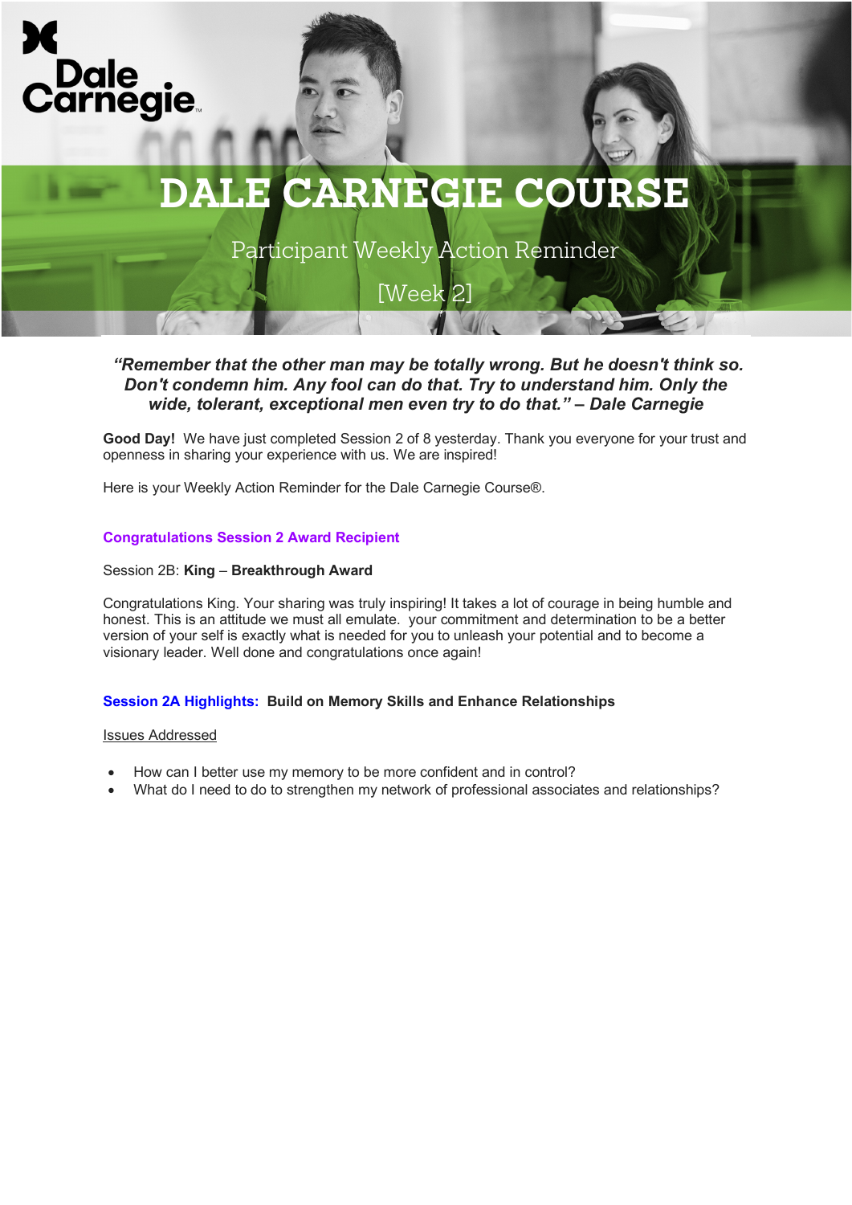Dale Carnegie

# DALE CARNEGIE COURSE

## Participant Weekly Action Reminder

## [Week 2]

***"Remember that the other man may be totally wrong. But he doesn't think so. Don't condemn him. Any fool can do that. Try to understand him. Only the wide, tolerant, exceptional men even try to do that." – Dale Carnegie***

**Good Day!** We have just completed Session 2 of 8 yesterday. Thank you everyone for your trust and openness in sharing your experience with us. We are inspired!

Here is your Weekly Action Reminder for the Dale Carnegie Course®.

### Congratulations Session 2 Award Recipient

Session 2B: **King** – **Breakthrough Award**

Congratulations King. Your sharing was truly inspiring! It takes a lot of courage in being humble and honest. This is an attitude we must all emulate. your commitment and determination to be a better version of your self is exactly what is needed for you to unleash your potential and to become a visionary leader. Well done and congratulations once again!

### Session 2A Highlights: Build on Memory Skills and Enhance Relationships

Issues Addressed

- How can I better use my memory to be more confident and in control?
- What do I need to do to strengthen my network of professional associates and relationships?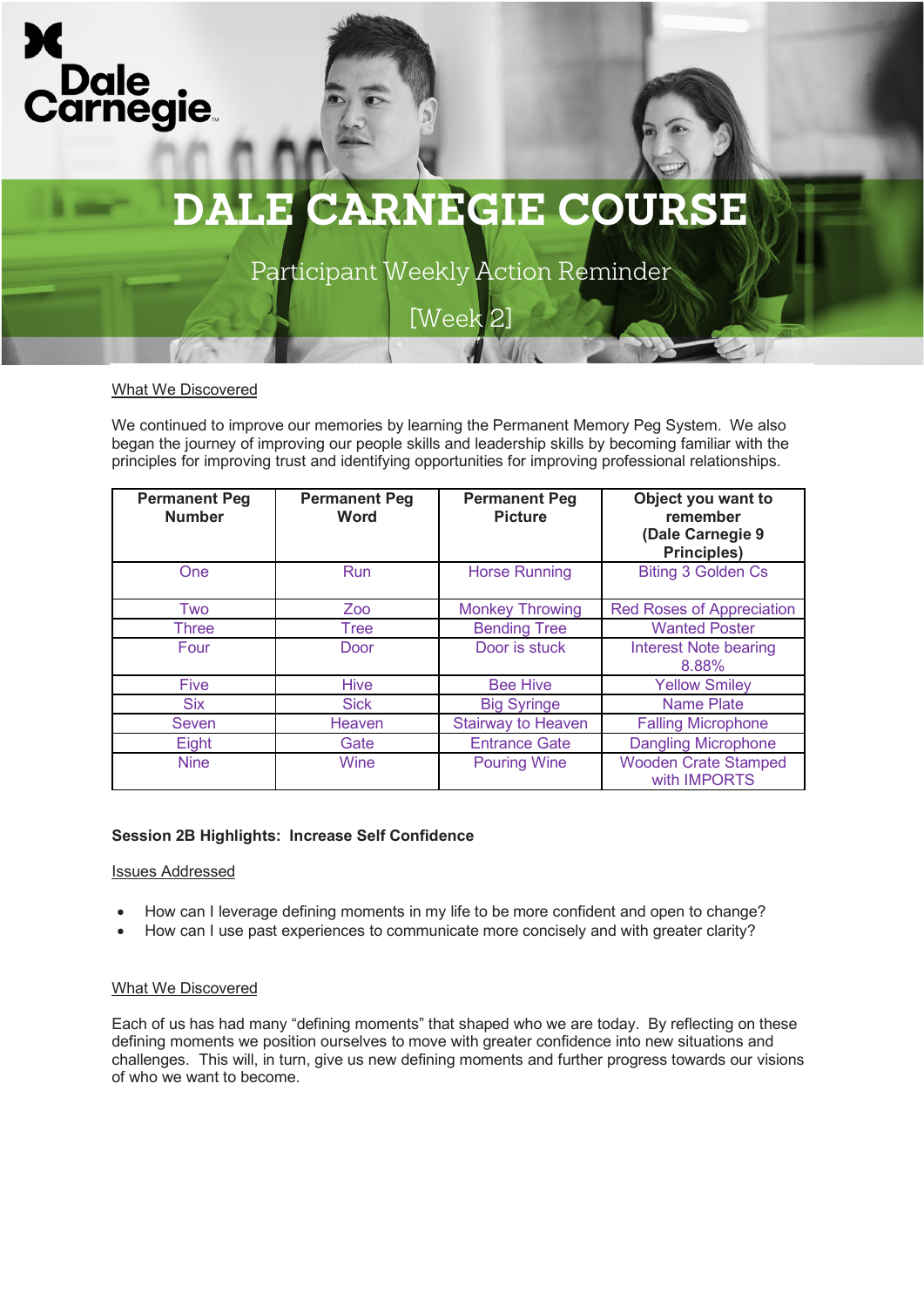# DALE CARNEGIE COURSE

## Participant Weekly Action Reminder

## [Week 2]

What We Discovered

We continued to improve our memories by learning the Permanent Memory Peg System. We also began the journey of improving our people skills and leadership skills by becoming familiar with the principles for improving trust and identifying opportunities for improving professional relationships.

| Permanent Peg Number | Permanent Peg Word | Permanent Peg Picture | Object you want to remember (Dale Carnegie 9 Principles) |
|---|---|---|---|
| One | Run | Horse Running | Biting 3 Golden Cs |
| Two | Zoo | Monkey Throwing | Red Roses of Appreciation |
| Three | Tree | Bending Tree | Wanted Poster |
| Four | Door | Door is stuck | Interest Note bearing 8.88% |
| Five | Hive | Bee Hive | Yellow Smiley |
| Six | Sick | Big Syringe | Name Plate |
| Seven | Heaven | Stairway to Heaven | Falling Microphone |
| Eight | Gate | Entrance Gate | Dangling Microphone |
| Nine | Wine | Pouring Wine | Wooden Crate Stamped with IMPORTS |

**Session 2B Highlights: Increase Self Confidence**

Issues Addressed

- How can I leverage defining moments in my life to be more confident and open to change?
- How can I use past experiences to communicate more concisely and with greater clarity?

What We Discovered

Each of us has had many "defining moments" that shaped who we are today. By reflecting on these defining moments we position ourselves to move with greater confidence into new situations and challenges. This will, in turn, give us new defining moments and further progress towards our visions of who we want to become.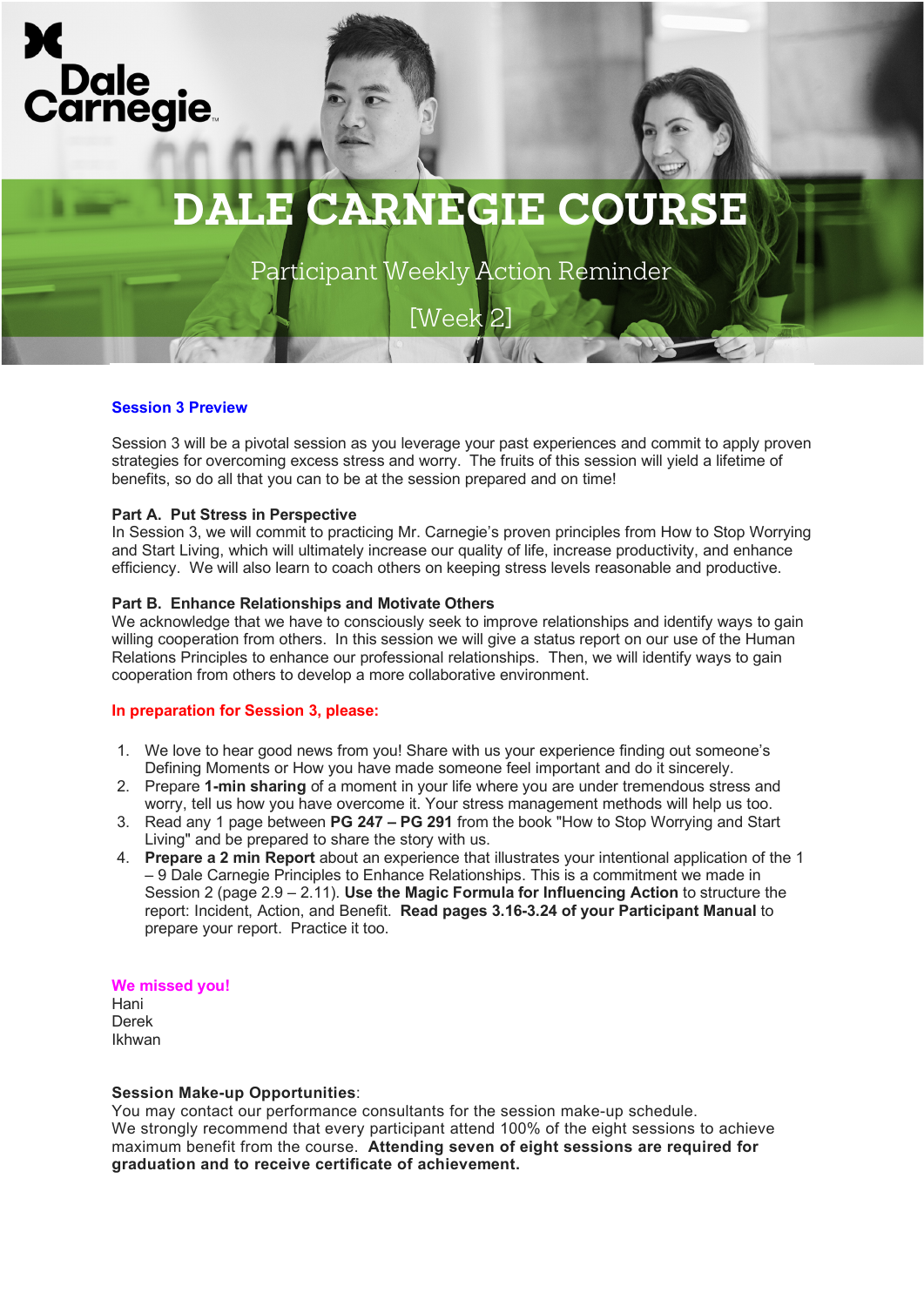Dale Carnegie

# DALE CARNEGIE COURSE

Participant Weekly Action Reminder

[Week 2]

## Session 3 Preview

Session 3 will be a pivotal session as you leverage your past experiences and commit to apply proven strategies for overcoming excess stress and worry. The fruits of this session will yield a lifetime of benefits, so do all that you can to be at the session prepared and on time!

**Part A. Put Stress in Perspective**
In Session 3, we will commit to practicing Mr. Carnegie's proven principles from How to Stop Worrying and Start Living, which will ultimately increase our quality of life, increase productivity, and enhance efficiency. We will also learn to coach others on keeping stress levels reasonable and productive.

**Part B. Enhance Relationships and Motivate Others**
We acknowledge that we have to consciously seek to improve relationships and identify ways to gain willing cooperation from others. In this session we will give a status report on our use of the Human Relations Principles to enhance our professional relationships. Then, we will identify ways to gain cooperation from others to develop a more collaborative environment.

**In preparation for Session 3, please:**

1. We love to hear good news from you! Share with us your experience finding out someone's Defining Moments or How you have made someone feel important and do it sincerely.
2. Prepare **1-min sharing** of a moment in your life where you are under tremendous stress and worry, tell us how you have overcome it. Your stress management methods will help us too.
3. Read any 1 page between **PG 247 – PG 291** from the book "How to Stop Worrying and Start Living" and be prepared to share the story with us.
4. **Prepare a 2 min Report** about an experience that illustrates your intentional application of the 1 – 9 Dale Carnegie Principles to Enhance Relationships. This is a commitment we made in Session 2 (page 2.9 – 2.11). **Use the Magic Formula for Influencing Action** to structure the report: Incident, Action, and Benefit. **Read pages 3.16-3.24 of your Participant Manual** to prepare your report. Practice it too.

**We missed you!**
Hani
Derek
Ikhwan

**Session Make-up Opportunities**:
You may contact our performance consultants for the session make-up schedule.
We strongly recommend that every participant attend 100% of the eight sessions to achieve maximum benefit from the course. **Attending seven of eight sessions are required for graduation and to receive certificate of achievement.**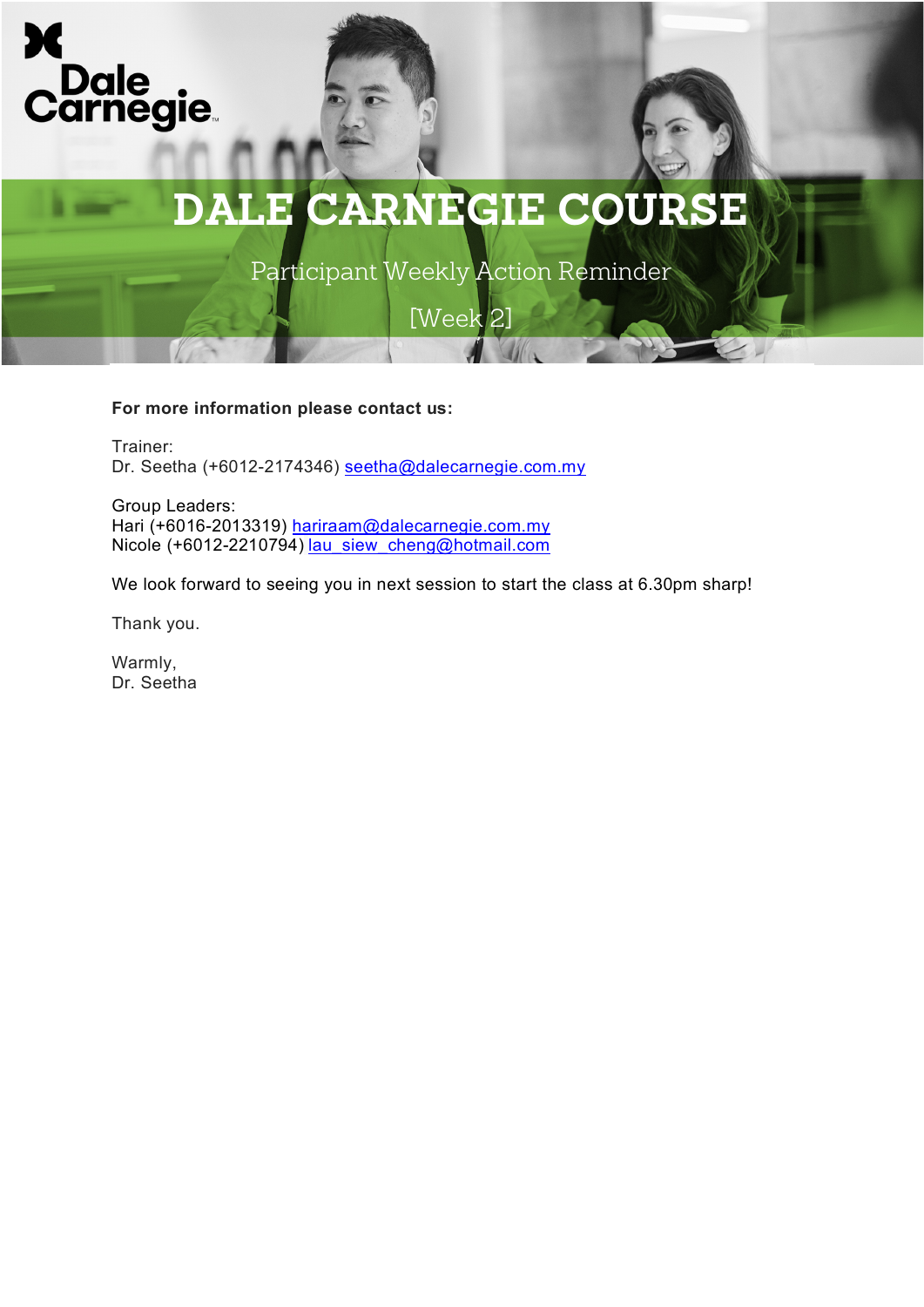# DALE CARNEGIE COURSE

Participant Weekly Action Reminder

[Week 2]

**For more information please contact us:**

Trainer:
Dr. Seetha (+6012-2174346) seetha@dalecarnegie.com.my

Group Leaders:
Hari (+6016-2013319) hariraam@dalecarnegie.com.my
Nicole (+6012-2210794) lau_siew_cheng@hotmail.com

We look forward to seeing you in next session to start the class at 6.30pm sharp!

Thank you.

Warmly,
Dr. Seetha